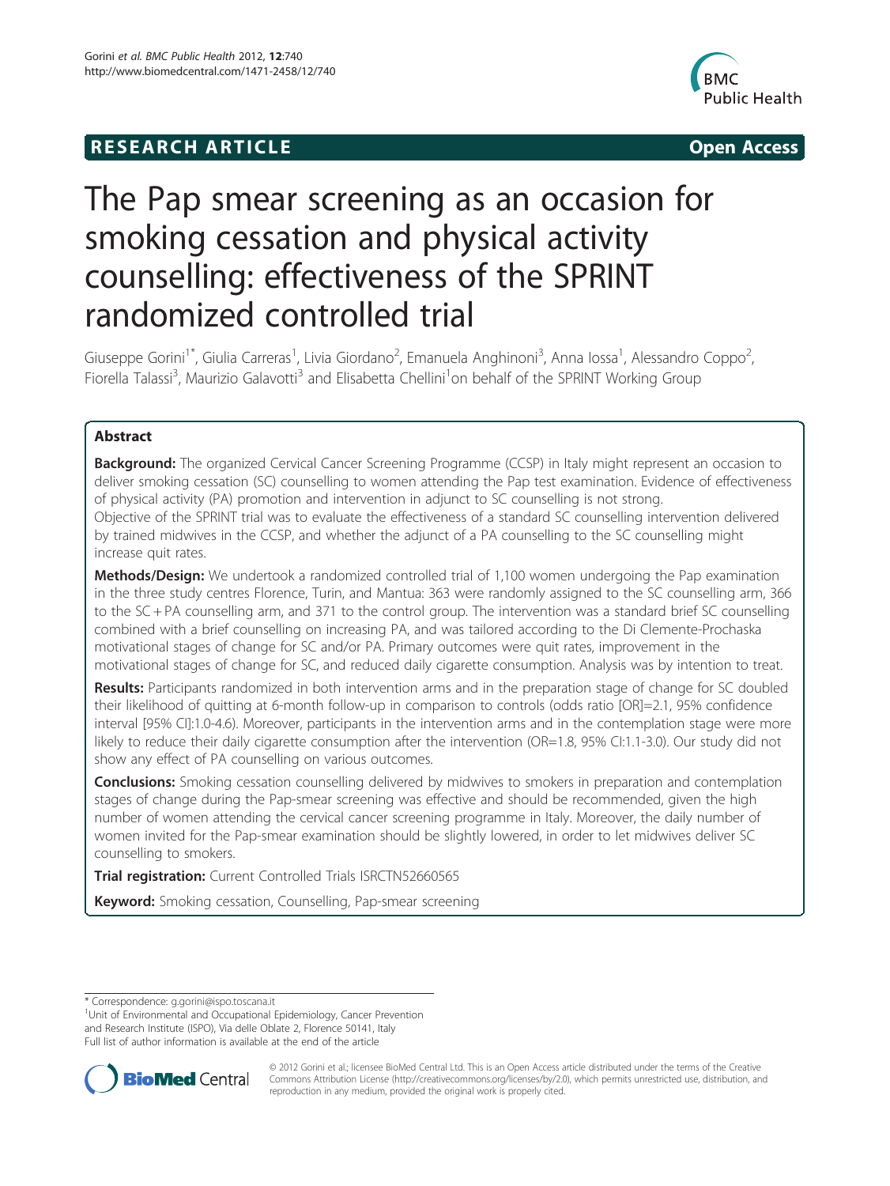**RESEARCH ARTICLE** **Open Access**

# The Pap smear screening as an occasion for smoking cessation and physical activity counselling: effectiveness of the SPRINT randomized controlled trial

Giuseppe Gorini[1*], Giulia Carreras[1], Livia Giordano[2], Emanuela Anghinoni[3], Anna Iossa[1], Alessandro Coppo[2], Fiorella Talassi[3], Maurizio Galavotti[3] and Elisabetta Chellini[1] on behalf of the SPRINT Working Group

## Abstract

**Background:** The organized Cervical Cancer Screening Programme (CCSP) in Italy might represent an occasion to deliver smoking cessation (SC) counselling to women attending the Pap test examination. Evidence of effectiveness of physical activity (PA) promotion and intervention in adjunct to SC counselling is not strong.

Objective of the SPRINT trial was to evaluate the effectiveness of a standard SC counselling intervention delivered by trained midwives in the CCSP, and whether the adjunct of a PA counselling to the SC counselling might increase quit rates.

**Methods/Design:** We undertook a randomized controlled trial of 1,100 women undergoing the Pap examination in the three study centres Florence, Turin, and Mantua: 363 were randomly assigned to the SC counselling arm, 366 to the SC + PA counselling arm, and 371 to the control group. The intervention was a standard brief SC counselling combined with a brief counselling on increasing PA, and was tailored according to the Di Clemente-Prochaska motivational stages of change for SC and/or PA. Primary outcomes were quit rates, improvement in the motivational stages of change for SC, and reduced daily cigarette consumption. Analysis was by intention to treat.

**Results:** Participants randomized in both intervention arms and in the preparation stage of change for SC doubled their likelihood of quitting at 6-month follow-up in comparison to controls (odds ratio [OR]=2.1, 95% confidence interval [95% CI]:1.0-4.6). Moreover, participants in the intervention arms and in the contemplation stage were more likely to reduce their daily cigarette consumption after the intervention (OR=1.8, 95% CI:1.1-3.0). Our study did not show any effect of PA counselling on various outcomes.

**Conclusions:** Smoking cessation counselling delivered by midwives to smokers in preparation and contemplation stages of change during the Pap-smear screening was effective and should be recommended, given the high number of women attending the cervical cancer screening programme in Italy. Moreover, the daily number of women invited for the Pap-smear examination should be slightly lowered, in order to let midwives deliver SC counselling to smokers.

**Trial registration:** Current Controlled Trials ISRCTN52660565

**Keyword:** Smoking cessation, Counselling, Pap-smear screening

---

\* Correspondence: g.gorini@ispo.toscana.it

[1]Unit of Environmental and Occupational Epidemiology, Cancer Prevention and Research Institute (ISPO), Via delle Oblate 2, Florence 50141, Italy

Full list of author information is available at the end of the article

© 2012 Gorini et al.; licensee BioMed Central Ltd. This is an Open Access article distributed under the terms of the Creative Commons Attribution License (http://creativecommons.org/licenses/by/2.0), which permits unrestricted use, distribution, and reproduction in any medium, provided the original work is properly cited.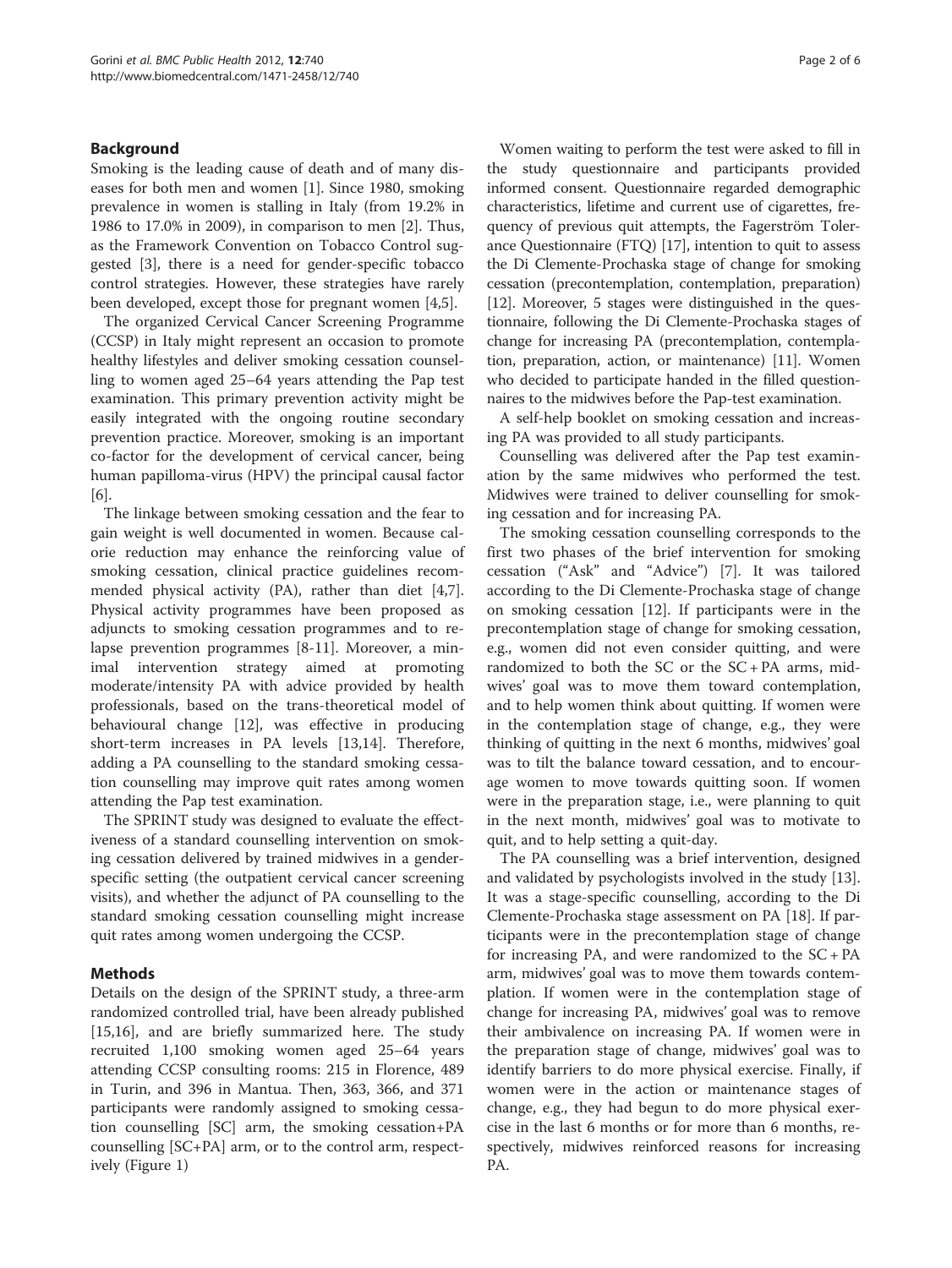## Background

Smoking is the leading cause of death and of many diseases for both men and women [1]. Since 1980, smoking prevalence in women is stalling in Italy (from 19.2% in 1986 to 17.0% in 2009), in comparison to men [2]. Thus, as the Framework Convention on Tobacco Control suggested [3], there is a need for gender-specific tobacco control strategies. However, these strategies have rarely been developed, except those for pregnant women [4,5].

The organized Cervical Cancer Screening Programme (CCSP) in Italy might represent an occasion to promote healthy lifestyles and deliver smoking cessation counselling to women aged 25–64 years attending the Pap test examination. This primary prevention activity might be easily integrated with the ongoing routine secondary prevention practice. Moreover, smoking is an important co-factor for the development of cervical cancer, being human papilloma-virus (HPV) the principal causal factor [6].

The linkage between smoking cessation and the fear to gain weight is well documented in women. Because calorie reduction may enhance the reinforcing value of smoking cessation, clinical practice guidelines recommended physical activity (PA), rather than diet [4,7]. Physical activity programmes have been proposed as adjuncts to smoking cessation programmes and to relapse prevention programmes [8-11]. Moreover, a minimal intervention strategy aimed at promoting moderate/intensity PA with advice provided by health professionals, based on the trans-theoretical model of behavioural change [12], was effective in producing short-term increases in PA levels [13,14]. Therefore, adding a PA counselling to the standard smoking cessation counselling may improve quit rates among women attending the Pap test examination.

The SPRINT study was designed to evaluate the effectiveness of a standard counselling intervention on smoking cessation delivered by trained midwives in a gender-specific setting (the outpatient cervical cancer screening visits), and whether the adjunct of PA counselling to the standard smoking cessation counselling might increase quit rates among women undergoing the CCSP.

## Methods

Details on the design of the SPRINT study, a three-arm randomized controlled trial, have been already published [15,16], and are briefly summarized here. The study recruited 1,100 smoking women aged 25–64 years attending CCSP consulting rooms: 215 in Florence, 489 in Turin, and 396 in Mantua. Then, 363, 366, and 371 participants were randomly assigned to smoking cessation counselling [SC] arm, the smoking cessation+PA counselling [SC+PA] arm, or to the control arm, respectively (Figure 1)

Women waiting to perform the test were asked to fill in the study questionnaire and participants provided informed consent. Questionnaire regarded demographic characteristics, lifetime and current use of cigarettes, frequency of previous quit attempts, the Fagerström Tolerance Questionnaire (FTQ) [17], intention to quit to assess the Di Clemente-Prochaska stage of change for smoking cessation (precontemplation, contemplation, preparation) [12]. Moreover, 5 stages were distinguished in the questionnaire, following the Di Clemente-Prochaska stages of change for increasing PA (precontemplation, contemplation, preparation, action, or maintenance) [11]. Women who decided to participate handed in the filled questionnaires to the midwives before the Pap-test examination.

A self-help booklet on smoking cessation and increasing PA was provided to all study participants.

Counselling was delivered after the Pap test examination by the same midwives who performed the test. Midwives were trained to deliver counselling for smoking cessation and for increasing PA.

The smoking cessation counselling corresponds to the first two phases of the brief intervention for smoking cessation ("Ask" and "Advice") [7]. It was tailored according to the Di Clemente-Prochaska stage of change on smoking cessation [12]. If participants were in the precontemplation stage of change for smoking cessation, e.g., women did not even consider quitting, and were randomized to both the SC or the SC + PA arms, midwives' goal was to move them toward contemplation, and to help women think about quitting. If women were in the contemplation stage of change, e.g., they were thinking of quitting in the next 6 months, midwives' goal was to tilt the balance toward cessation, and to encourage women to move towards quitting soon. If women were in the preparation stage, i.e., were planning to quit in the next month, midwives' goal was to motivate to quit, and to help setting a quit-day.

The PA counselling was a brief intervention, designed and validated by psychologists involved in the study [13]. It was a stage-specific counselling, according to the Di Clemente-Prochaska stage assessment on PA [18]. If participants were in the precontemplation stage of change for increasing PA, and were randomized to the SC + PA arm, midwives' goal was to move them towards contemplation. If women were in the contemplation stage of change for increasing PA, midwives' goal was to remove their ambivalence on increasing PA. If women were in the preparation stage of change, midwives' goal was to identify barriers to do more physical exercise. Finally, if women were in the action or maintenance stages of change, e.g., they had begun to do more physical exercise in the last 6 months or for more than 6 months, respectively, midwives reinforced reasons for increasing PA.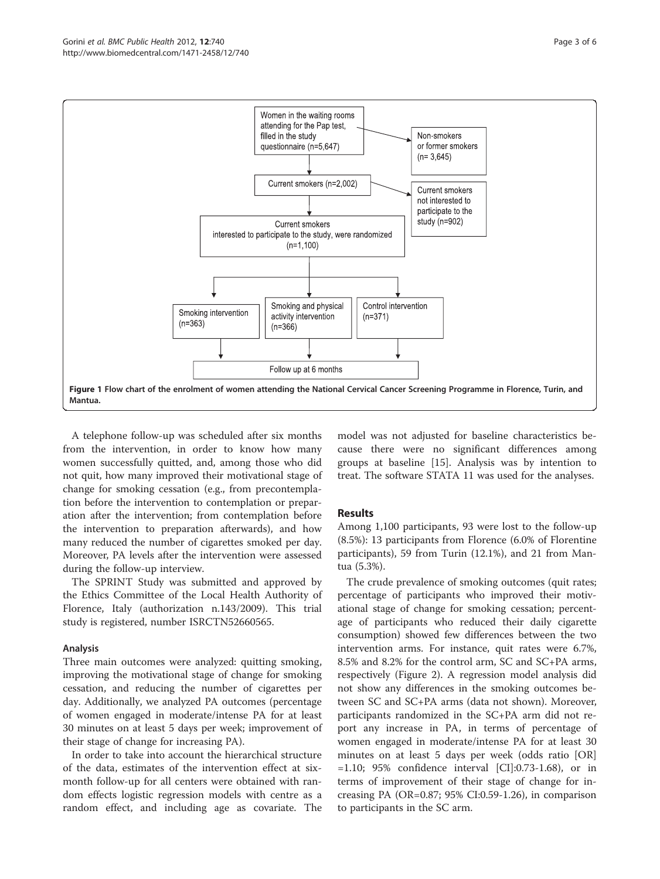Women in the waiting rooms attending for the Pap test, filled in the study questionnaire (n=5,647)

Non-smokers or former smokers (n= 3,645)

Current smokers (n=2,002)

Current smokers not interested to participate to the study (n=902)

Current smokers interested to participate to the study, were randomized (n=1,100)

Smoking intervention (n=363)

Smoking and physical activity intervention (n=366)

Control intervention (n=371)

Follow up at 6 months

**Figure 1 Flow chart of the enrolment of women attending the National Cervical Cancer Screening Programme in Florence, Turin, and Mantua.**

A telephone follow-up was scheduled after six months from the intervention, in order to know how many women successfully quitted, and, among those who did not quit, how many improved their motivational stage of change for smoking cessation (e.g., from precontemplation before the intervention to contemplation or preparation after the intervention; from contemplation before the intervention to preparation afterwards), and how many reduced the number of cigarettes smoked per day. Moreover, PA levels after the intervention were assessed during the follow-up interview.

The SPRINT Study was submitted and approved by the Ethics Committee of the Local Health Authority of Florence, Italy (authorization n.143/2009). This trial study is registered, number ISRCTN52660565.

### Analysis

Three main outcomes were analyzed: quitting smoking, improving the motivational stage of change for smoking cessation, and reducing the number of cigarettes per day. Additionally, we analyzed PA outcomes (percentage of women engaged in moderate/intense PA for at least 30 minutes on at least 5 days per week; improvement of their stage of change for increasing PA).

In order to take into account the hierarchical structure of the data, estimates of the intervention effect at six-month follow-up for all centers were obtained with random effects logistic regression models with centre as a random effect, and including age as covariate. The model was not adjusted for baseline characteristics because there were no significant differences among groups at baseline [15]. Analysis was by intention to treat. The software STATA 11 was used for the analyses.

## Results

Among 1,100 participants, 93 were lost to the follow-up (8.5%): 13 participants from Florence (6.0% of Florentine participants), 59 from Turin (12.1%), and 21 from Mantua (5.3%).

The crude prevalence of smoking outcomes (quit rates; percentage of participants who improved their motivational stage of change for smoking cessation; percentage of participants who reduced their daily cigarette consumption) showed few differences between the two intervention arms. For instance, quit rates were 6.7%, 8.5% and 8.2% for the control arm, SC and SC+PA arms, respectively (Figure 2). A regression model analysis did not show any differences in the smoking outcomes between SC and SC+PA arms (data not shown). Moreover, participants randomized in the SC+PA arm did not report any increase in PA, in terms of percentage of women engaged in moderate/intense PA for at least 30 minutes on at least 5 days per week (odds ratio [OR] =1.10; 95% confidence interval [CI]:0.73-1.68), or in terms of improvement of their stage of change for increasing PA (OR=0.87; 95% CI:0.59-1.26), in comparison to participants in the SC arm.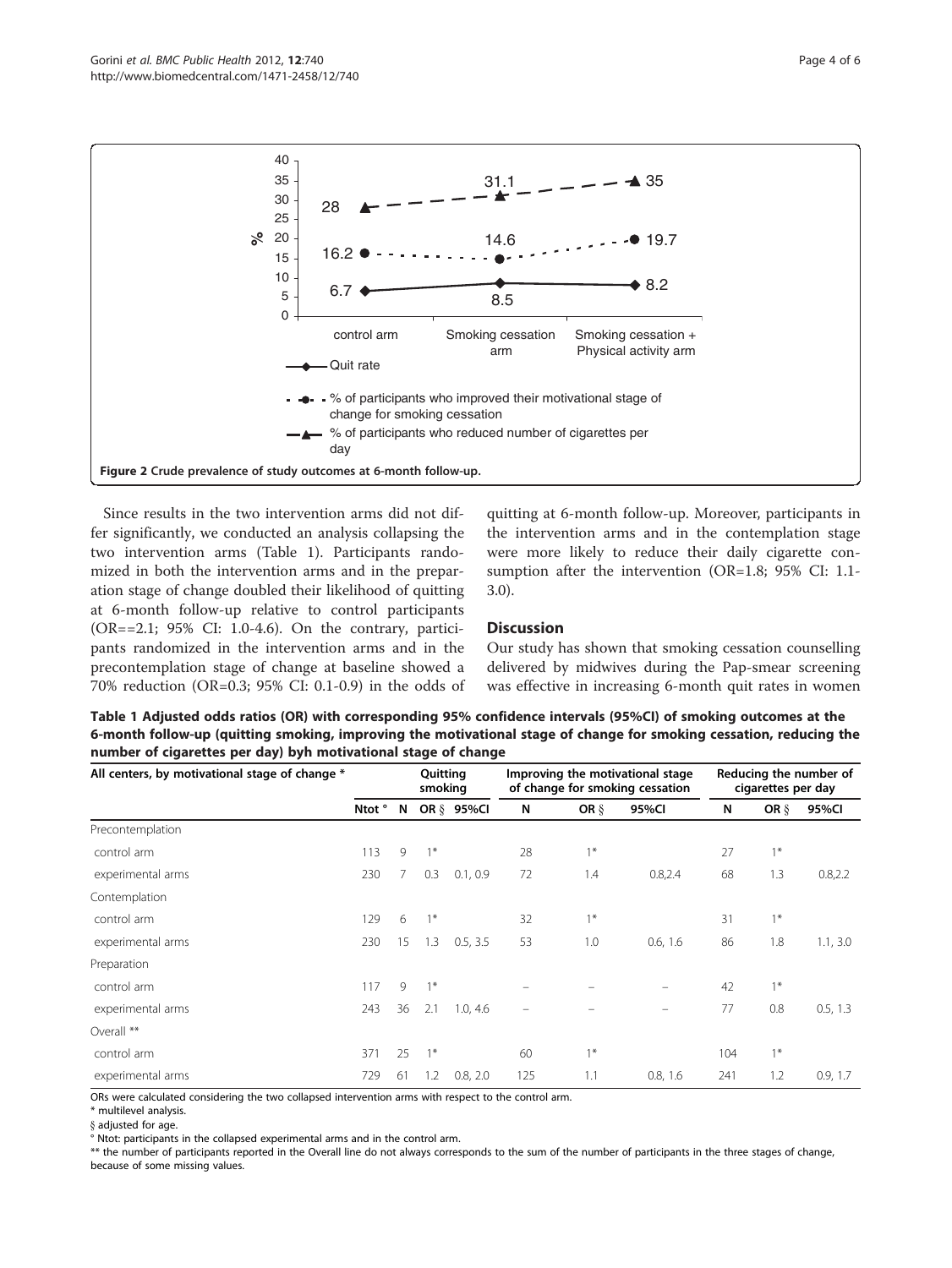Figure 2 Crude prevalence of study outcomes at 6-month follow-up.

Since results in the two intervention arms did not differ significantly, we conducted an analysis collapsing the two intervention arms (Table 1). Participants randomized in both the intervention arms and in the preparation stage of change doubled their likelihood of quitting at 6-month follow-up relative to control participants (OR==2.1; 95% CI: 1.0-4.6). On the contrary, participants randomized in the intervention arms and in the precontemplation stage of change at baseline showed a 70% reduction (OR=0.3; 95% CI: 0.1-0.9) in the odds of quitting at 6-month follow-up. Moreover, participants in the intervention arms and in the contemplation stage were more likely to reduce their daily cigarette consumption after the intervention (OR=1.8; 95% CI: 1.1-3.0).

## Discussion

Our study has shown that smoking cessation counselling delivered by midwives during the Pap-smear screening was effective in increasing 6-month quit rates in women

**Table 1 Adjusted odds ratios (OR) with corresponding 95% confidence intervals (95%CI) of smoking outcomes at the 6-month follow-up (quitting smoking, improving the motivational stage of change for smoking cessation, reducing the number of cigarettes per day) byh motivational stage of change**

| All centers, by motivational stage of change * | | Quitting smoking | | | Improving the motivational stage of change for smoking cessation | | | Reducing the number of cigarettes per day | | |
|---|---|---|---|---|---|---|---|---|---|---|
| | Ntot ° | N | OR § | 95%CI | N | OR § | 95%CI | N | OR § | 95%CI |
| Precontemplation | | | | | | | | | | |
| control arm | 113 | 9 | 1* | | 28 | 1* | | 27 | 1* | |
| experimental arms | 230 | 7 | 0.3 | 0.1, 0.9 | 72 | 1.4 | 0.8,2.4 | 68 | 1.3 | 0.8,2.2 |
| Contemplation | | | | | | | | | | |
| control arm | 129 | 6 | 1* | | 32 | 1* | | 31 | 1* | |
| experimental arms | 230 | 15 | 1.3 | 0.5, 3.5 | 53 | 1.0 | 0.6, 1.6 | 86 | 1.8 | 1.1, 3.0 |
| Preparation | | | | | | | | | | |
| control arm | 117 | 9 | 1* | | – | – | – | 42 | 1* | |
| experimental arms | 243 | 36 | 2.1 | 1.0, 4.6 | – | – | – | 77 | 0.8 | 0.5, 1.3 |
| Overall ** | | | | | | | | | | |
| control arm | 371 | 25 | 1* | | 60 | 1* | | 104 | 1* | |
| experimental arms | 729 | 61 | 1.2 | 0.8, 2.0 | 125 | 1.1 | 0.8, 1.6 | 241 | 1.2 | 0.9, 1.7 |

ORs were calculated considering the two collapsed intervention arms with respect to the control arm.
* multilevel analysis.
§ adjusted for age.
° Ntot: participants in the collapsed experimental arms and in the control arm.
** the number of participants reported in the Overall line do not always corresponds to the sum of the number of participants in the three stages of change, because of some missing values.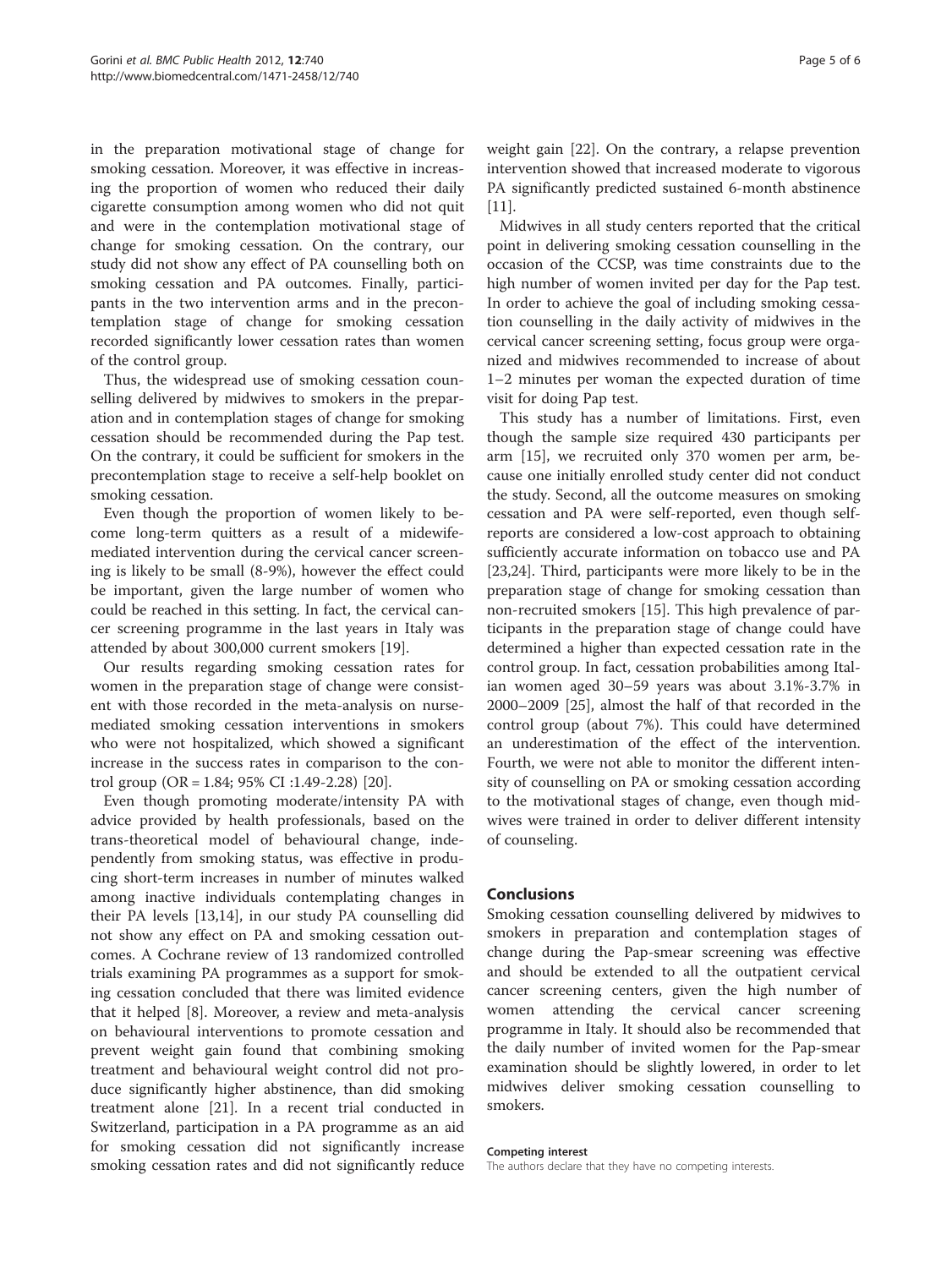in the preparation motivational stage of change for smoking cessation. Moreover, it was effective in increasing the proportion of women who reduced their daily cigarette consumption among women who did not quit and were in the contemplation motivational stage of change for smoking cessation. On the contrary, our study did not show any effect of PA counselling both on smoking cessation and PA outcomes. Finally, participants in the two intervention arms and in the precontemplation stage of change for smoking cessation recorded significantly lower cessation rates than women of the control group.

Thus, the widespread use of smoking cessation counselling delivered by midwives to smokers in the preparation and in contemplation stages of change for smoking cessation should be recommended during the Pap test. On the contrary, it could be sufficient for smokers in the precontemplation stage to receive a self-help booklet on smoking cessation.

Even though the proportion of women likely to become long-term quitters as a result of a midewife-mediated intervention during the cervical cancer screening is likely to be small (8-9%), however the effect could be important, given the large number of women who could be reached in this setting. In fact, the cervical cancer screening programme in the last years in Italy was attended by about 300,000 current smokers [19].

Our results regarding smoking cessation rates for women in the preparation stage of change were consistent with those recorded in the meta-analysis on nurse-mediated smoking cessation interventions in smokers who were not hospitalized, which showed a significant increase in the success rates in comparison to the control group (OR = 1.84; 95% CI :1.49-2.28) [20].

Even though promoting moderate/intensity PA with advice provided by health professionals, based on the trans-theoretical model of behavioural change, independently from smoking status, was effective in producing short-term increases in number of minutes walked among inactive individuals contemplating changes in their PA levels [13,14], in our study PA counselling did not show any effect on PA and smoking cessation outcomes. A Cochrane review of 13 randomized controlled trials examining PA programmes as a support for smoking cessation concluded that there was limited evidence that it helped [8]. Moreover, a review and meta-analysis on behavioural interventions to promote cessation and prevent weight gain found that combining smoking treatment and behavioural weight control did not produce significantly higher abstinence, than did smoking treatment alone [21]. In a recent trial conducted in Switzerland, participation in a PA programme as an aid for smoking cessation did not significantly increase smoking cessation rates and did not significantly reduce weight gain [22]. On the contrary, a relapse prevention intervention showed that increased moderate to vigorous PA significantly predicted sustained 6-month abstinence [11].

Midwives in all study centers reported that the critical point in delivering smoking cessation counselling in the occasion of the CCSP, was time constraints due to the high number of women invited per day for the Pap test. In order to achieve the goal of including smoking cessation counselling in the daily activity of midwives in the cervical cancer screening setting, focus group were organized and midwives recommended to increase of about 1–2 minutes per woman the expected duration of time visit for doing Pap test.

This study has a number of limitations. First, even though the sample size required 430 participants per arm [15], we recruited only 370 women per arm, because one initially enrolled study center did not conduct the study. Second, all the outcome measures on smoking cessation and PA were self-reported, even though self-reports are considered a low-cost approach to obtaining sufficiently accurate information on tobacco use and PA [23,24]. Third, participants were more likely to be in the preparation stage of change for smoking cessation than non-recruited smokers [15]. This high prevalence of participants in the preparation stage of change could have determined a higher than expected cessation rate in the control group. In fact, cessation probabilities among Italian women aged 30–59 years was about 3.1%-3.7% in 2000–2009 [25], almost the half of that recorded in the control group (about 7%). This could have determined an underestimation of the effect of the intervention. Fourth, we were not able to monitor the different intensity of counselling on PA or smoking cessation according to the motivational stages of change, even though midwives were trained in order to deliver different intensity of counseling.

## Conclusions

Smoking cessation counselling delivered by midwives to smokers in preparation and contemplation stages of change during the Pap-smear screening was effective and should be extended to all the outpatient cervical cancer screening centers, given the high number of women attending the cervical cancer screening programme in Italy. It should also be recommended that the daily number of invited women for the Pap-smear examination should be slightly lowered, in order to let midwives deliver smoking cessation counselling to smokers.

#### Competing interest

The authors declare that they have no competing interests.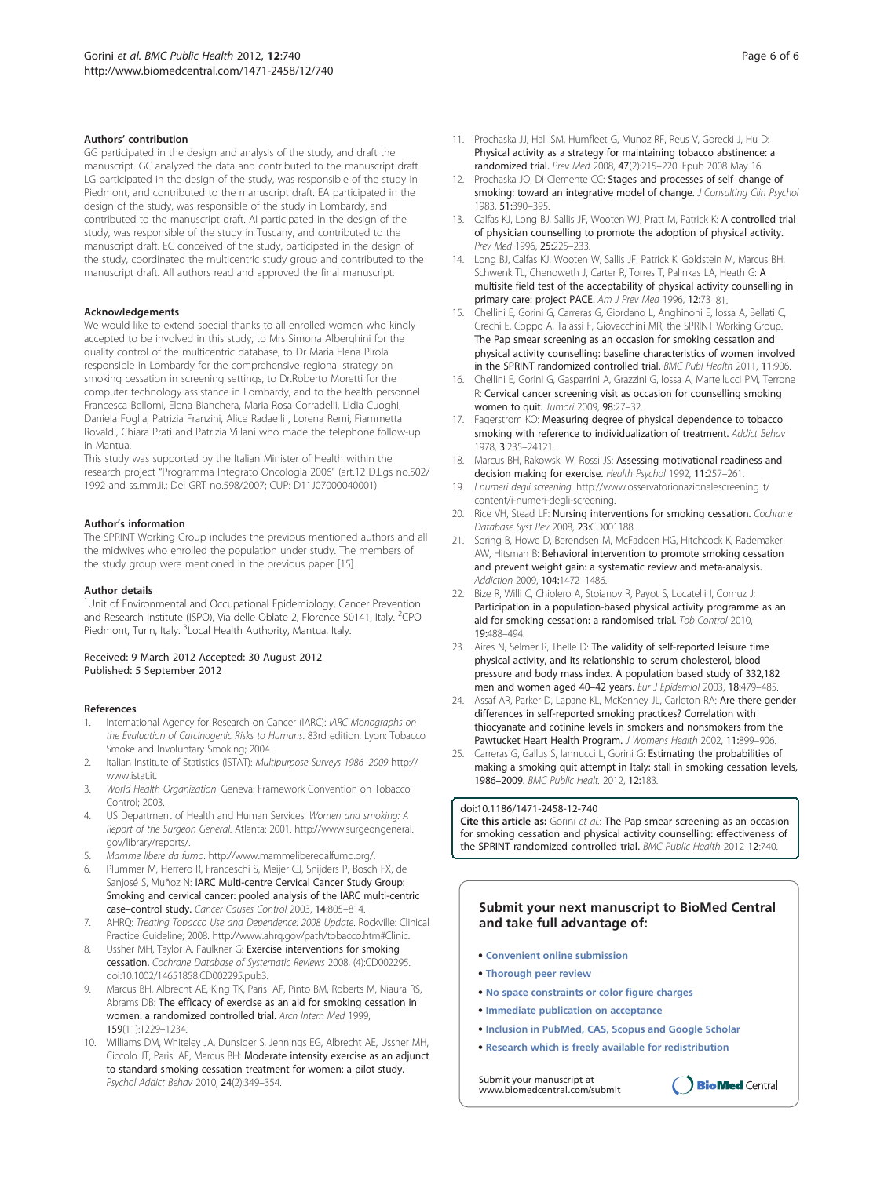### Authors' contribution

GG participated in the design and analysis of the study, and draft the manuscript. GC analyzed the data and contributed to the manuscript draft. LG participated in the design of the study, was responsible of the study in Piedmont, and contributed to the manuscript draft. EA participated in the design of the study, was responsible of the study in Lombardy, and contributed to the manuscript draft. AI participated in the design of the study, was responsible of the study in Tuscany, and contributed to the manuscript draft. EC conceived of the study, participated in the design of the study, coordinated the multicentric study group and contributed to the manuscript draft. All authors read and approved the final manuscript.

### Acknowledgements

We would like to extend special thanks to all enrolled women who kindly accepted to be involved in this study, to Mrs Simona Alberghini for the quality control of the multicentric database, to Dr Maria Elena Pirola responsible in Lombardy for the comprehensive regional strategy on smoking cessation in screening settings, to Dr.Roberto Moretti for the computer technology assistance in Lombardy, and to the health personnel Francesca Bellomi, Elena Bianchera, Maria Rosa Corradelli, Lidia Cuoghi, Daniela Foglia, Patrizia Franzini, Alice Radaelli , Lorena Remi, Fiammetta Rovaldi, Chiara Prati and Patrizia Villani who made the telephone follow-up in Mantua.

This study was supported by the Italian Minister of Health within the research project "Programma Integrato Oncologia 2006" (art.12 D.Lgs no.502/ 1992 and ss.mm.ii.; Del GRT no.598/2007; CUP: D11J07000040001)

### Author's information

The SPRINT Working Group includes the previous mentioned authors and all the midwives who enrolled the population under study. The members of the study group were mentioned in the previous paper [15].

### Author details

[1]Unit of Environmental and Occupational Epidemiology, Cancer Prevention and Research Institute (ISPO), Via delle Oblate 2, Florence 50141, Italy. [2]CPO Piedmont, Turin, Italy. [3]Local Health Authority, Mantua, Italy.

Received: 9 March 2012 Accepted: 30 August 2012
Published: 5 September 2012

### References

1. International Agency for Research on Cancer (IARC): *IARC Monographs on the Evaluation of Carcinogenic Risks to Humans*. 83rd edition. Lyon: Tobacco Smoke and Involuntary Smoking; 2004.
2. Italian Institute of Statistics (ISTAT): *Multipurpose Surveys 1986–2009* http://www.istat.it.
3. *World Health Organization*. Geneva: Framework Convention on Tobacco Control; 2003.
4. US Department of Health and Human Services: *Women and smoking: A Report of the Surgeon General*. Atlanta: 2001. http://www.surgeongeneral.gov/library/reports/.
5. *Mamme libere da fumo*. http://www.mammeliberedalfumo.org/.
6. Plummer M, Herrero R, Franceschi S, Meijer CJ, Snijders P, Bosch FX, de Sanjosé S, Muñoz N: **IARC Multi-centre Cervical Cancer Study Group: Smoking and cervical cancer: pooled analysis of the IARC multi-centric case–control study.** *Cancer Causes Control* 2003, **14:**805–814.
7. AHRQ: *Treating Tobacco Use and Dependence: 2008 Update*. Rockville: Clinical Practice Guideline; 2008. http://www.ahrq.gov/path/tobacco.htm#Clinic.
8. Ussher MH, Taylor A, Faulkner G: **Exercise interventions for smoking cessation.** *Cochrane Database of Systematic Reviews* 2008, (4):CD002295. doi:10.1002/14651858.CD002295.pub3.
9. Marcus BH, Albrecht AE, King TK, Parisi AF, Pinto BM, Roberts M, Niaura RS, Abrams DB: **The efficacy of exercise as an aid for smoking cessation in women: a randomized controlled trial.** *Arch Intern Med* 1999, **159**(11):1229–1234.
10. Williams DM, Whiteley JA, Dunsiger S, Jennings EG, Albrecht AE, Ussher MH, Ciccolo JT, Parisi AF, Marcus BH: **Moderate intensity exercise as an adjunct to standard smoking cessation treatment for women: a pilot study.** *Psychol Addict Behav* 2010, **24**(2):349–354.
11. Prochaska JJ, Hall SM, Humfleet G, Munoz RF, Reus V, Gorecki J, Hu D: **Physical activity as a strategy for maintaining tobacco abstinence: a randomized trial.** *Prev Med* 2008, **47**(2):215–220. Epub 2008 May 16.
12. Prochaska JO, Di Clemente CC: **Stages and processes of self–change of smoking: toward an integrative model of change.** *J Consulting Clin Psychol* 1983, **51:**390–395.
13. Calfas KJ, Long BJ, Sallis JF, Wooten WJ, Pratt M, Patrick K: **A controlled trial of physician counselling to promote the adoption of physical activity.** *Prev Med* 1996, **25:**225–233.
14. Long BJ, Calfas KJ, Wooten W, Sallis JF, Patrick K, Goldstein M, Marcus BH, Schwenk TL, Chenoweth J, Carter R, Torres T, Palinkas LA, Heath G: **A multisite field test of the acceptability of physical activity counselling in primary care: project PACE.** *Am J Prev Med* 1996, **12:**73–81.
15. Chellini E, Gorini G, Carreras G, Giordano L, Anghinoni E, Iossa A, Bellati C, Grechi E, Coppo A, Talassi F, Giovacchini MR, the SPRINT Working Group. **The Pap smear screening as an occasion for smoking cessation and physical activity counselling: baseline characteristics of women involved in the SPRINT randomized controlled trial.** *BMC Publ Health* 2011, **11:**906.
16. Chellini E, Gorini G, Gasparrini A, Grazzini G, Iossa A, Martellucci PM, Terrone R: **Cervical cancer screening visit as occasion for counselling smoking women to quit.** *Tumori* 2009, **98:**27–32.
17. Fagerstrom KO: **Measuring degree of physical dependence to tobacco smoking with reference to individualization of treatment.** *Addict Behav* 1978, **3:**235–24121.
18. Marcus BH, Rakowski W, Rossi JS: **Assessing motivational readiness and decision making for exercise.** *Health Psychol* 1992, **11:**257–261.
19. *I numeri degli screening*. http://www.osservatorionazionalescreening.it/content/i-numeri-degli-screening.
20. Rice VH, Stead LF: **Nursing interventions for smoking cessation.** *Cochrane Database Syst Rev* 2008, **23:**CD001188.
21. Spring B, Howe D, Berendsen M, McFadden HG, Hitchcock K, Rademaker AW, Hitsman B: **Behavioral intervention to promote smoking cessation and prevent weight gain: a systematic review and meta-analysis.** *Addiction* 2009, **104:**1472–1486.
22. Bize R, Willi C, Chiolero A, Stoianov R, Payot S, Locatelli I, Cornuz J: **Participation in a population-based physical activity programme as an aid for smoking cessation: a randomised trial.** *Tob Control* 2010, **19:**488–494.
23. Aires N, Selmer R, Thelle D: **The validity of self-reported leisure time physical activity, and its relationship to serum cholesterol, blood pressure and body mass index. A population based study of 332,182 men and women aged 40–42 years.** *Eur J Epidemiol* 2003, **18:**479–485.
24. Assaf AR, Parker D, Lapane KL, McKenney JL, Carleton RA: **Are there gender differences in self-reported smoking practices? Correlation with thiocyanate and cotinine levels in smokers and nonsmokers from the Pawtucket Heart Health Program.** *J Womens Health* 2002, **11:**899–906.
25. Carreras G, Gallus S, Iannucci L, Gorini G: **Estimating the probabilities of making a smoking quit attempt in Italy: stall in smoking cessation levels, 1986–2009.** *BMC Public Healt.* 2012, **12:**183.

doi:10.1186/1471-2458-12-740
**Cite this article as:** Gorini *et al.*: The Pap smear screening as an occasion for smoking cessation and physical activity counselling: effectiveness of the SPRINT randomized controlled trial. *BMC Public Health* 2012 **12**:740.

**Submit your next manuscript to BioMed Central and take full advantage of:**

- **Convenient online submission**
- **Thorough peer review**
- **No space constraints or color figure charges**
- **Immediate publication on acceptance**
- **Inclusion in PubMed, CAS, Scopus and Google Scholar**
- **Research which is freely available for redistribution**

Submit your manuscript at
www.biomedcentral.com/submit

BioMed Central